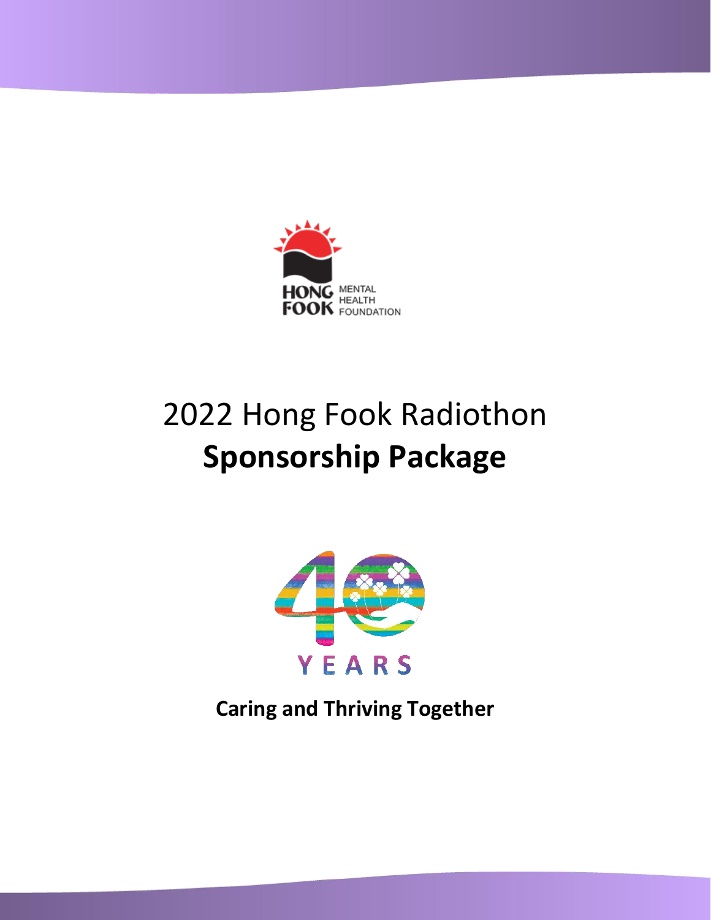HONG FOOK MENTAL HEALTH FOUNDATION

# 2022 Hong Fook Radiothon
# **Sponsorship Package**

40 YEARS

**Caring and Thriving Together**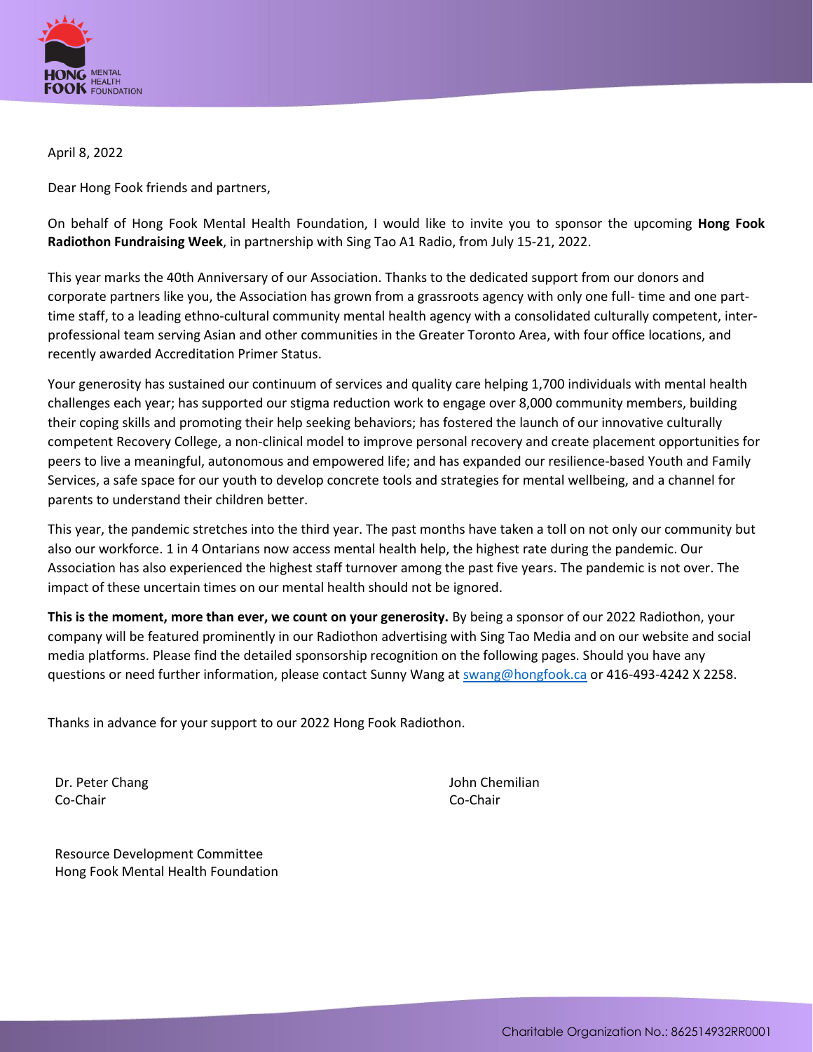April 8, 2022

Dear Hong Fook friends and partners,

On behalf of Hong Fook Mental Health Foundation, I would like to invite you to sponsor the upcoming **Hong Fook Radiothon Fundraising Week**, in partnership with Sing Tao A1 Radio, from July 15-21, 2022.

This year marks the 40th Anniversary of our Association. Thanks to the dedicated support from our donors and corporate partners like you, the Association has grown from a grassroots agency with only one full- time and one part-time staff, to a leading ethno-cultural community mental health agency with a consolidated culturally competent, inter-professional team serving Asian and other communities in the Greater Toronto Area, with four office locations, and recently awarded Accreditation Primer Status.

Your generosity has sustained our continuum of services and quality care helping 1,700 individuals with mental health challenges each year; has supported our stigma reduction work to engage over 8,000 community members, building their coping skills and promoting their help seeking behaviors; has fostered the launch of our innovative culturally competent Recovery College, a non-clinical model to improve personal recovery and create placement opportunities for peers to live a meaningful, autonomous and empowered life; and has expanded our resilience-based Youth and Family Services, a safe space for our youth to develop concrete tools and strategies for mental wellbeing, and a channel for parents to understand their children better.

This year, the pandemic stretches into the third year. The past months have taken a toll on not only our community but also our workforce. 1 in 4 Ontarians now access mental health help, the highest rate during the pandemic. Our Association has also experienced the highest staff turnover among the past five years. The pandemic is not over. The impact of these uncertain times on our mental health should not be ignored.

**This is the moment, more than ever, we count on your generosity.** By being a sponsor of our 2022 Radiothon, your company will be featured prominently in our Radiothon advertising with Sing Tao Media and on our website and social media platforms. Please find the detailed sponsorship recognition on the following pages. Should you have any questions or need further information, please contact Sunny Wang at swang@hongfook.ca or 416-493-4242 X 2258.

Thanks in advance for your support to our 2022 Hong Fook Radiothon.

Dr. Peter Chang
Co-Chair

John Chemilian
Co-Chair

Resource Development Committee
Hong Fook Mental Health Foundation

Charitable Organization No.: 862514932RR0001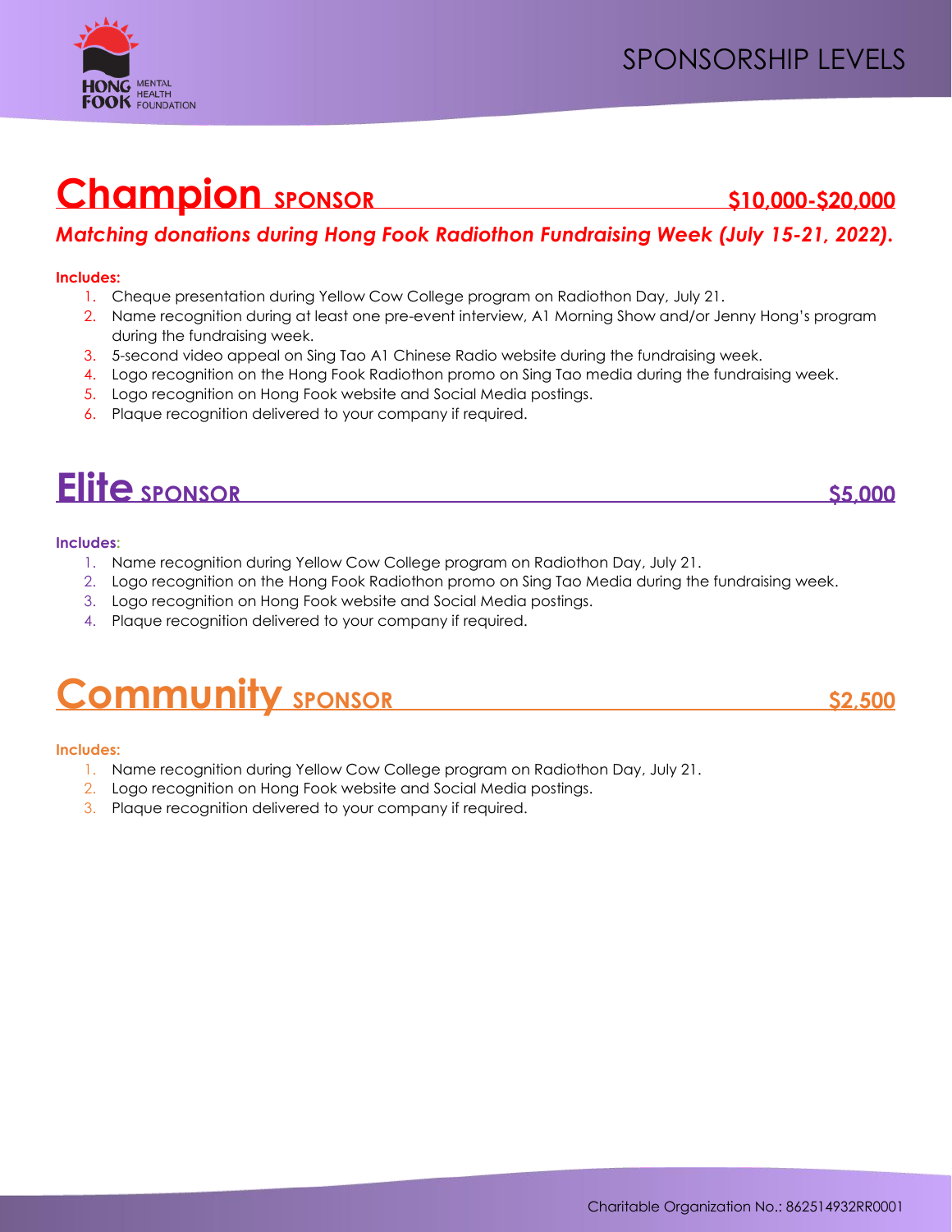# SPONSORSHIP LEVELS

## Champion SPONSOR $10,000-$20,000

***Matching donations during Hong Fook Radiothon Fundraising Week (July 15-21, 2022).***

**Includes:**

1. Cheque presentation during Yellow Cow College program on Radiothon Day, July 21.
2. Name recognition during at least one pre-event interview, A1 Morning Show and/or Jenny Hong's program during the fundraising week.
3. 5-second video appeal on Sing Tao A1 Chinese Radio website during the fundraising week.
4. Logo recognition on the Hong Fook Radiothon promo on Sing Tao media during the fundraising week.
5. Logo recognition on Hong Fook website and Social Media postings.
6. Plaque recognition delivered to your company if required.

## Elite SPONSOR $5,000

**Includes:**

1. Name recognition during Yellow Cow College program on Radiothon Day, July 21.
2. Logo recognition on the Hong Fook Radiothon promo on Sing Tao Media during the fundraising week.
3. Logo recognition on Hong Fook website and Social Media postings.
4. Plaque recognition delivered to your company if required.

## Community SPONSOR $2,500

**Includes:**

1. Name recognition during Yellow Cow College program on Radiothon Day, July 21.
2. Logo recognition on Hong Fook website and Social Media postings.
3. Plaque recognition delivered to your company if required.

Charitable Organization No.: 862514932RR0001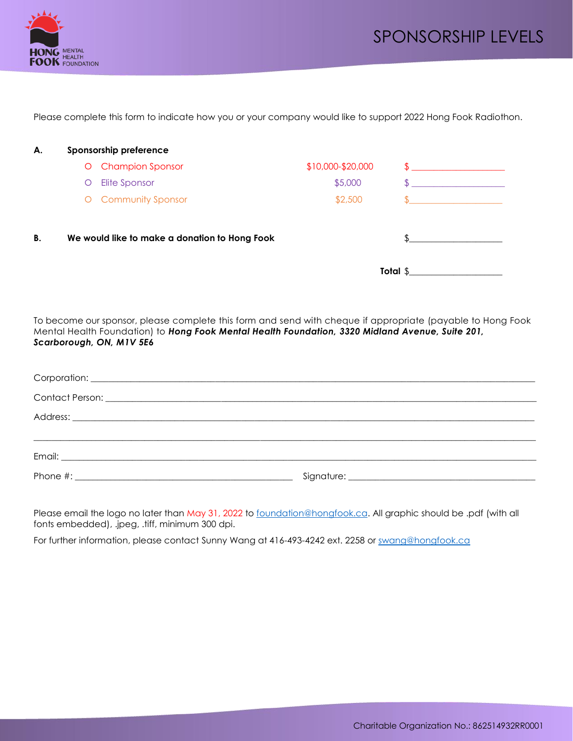# SPONSORSHIP LEVELS

Please complete this form to indicate how you or your company would like to support 2022 Hong Fook Radiothon.

**A. Sponsorship preference**

| | | |
|---|---|---|
| O Champion Sponsor | $10,000-$20,000 | $ ____________________ |
| O Elite Sponsor | $5,000 | $ ____________________ |
| O Community Sponsor | $2,500 | $____________________ |

**B. We would like to make a donation to Hong Fook** $____________________

**Total** $____________________

To become our sponsor, please complete this form and send with cheque if appropriate (payable to Hong Fook Mental Health Foundation) to ***Hong Fook Mental Health Foundation, 3320 Midland Avenue, Suite 201, Scarborough, ON, M1V 5E6***

Corporation: ____________________________________________________________

Contact Person: ____________________________________________________________

Address: ____________________________________________________________

____________________________________________________________

Email: ____________________________________________________________

Phone #: ______________________________ Signature: ______________________________

Please email the logo no later than May 31, 2022 to foundation@hongfook.ca. All graphic should be .pdf (with all fonts embedded), .jpeg, .tiff, minimum 300 dpi.

For further information, please contact Sunny Wang at 416-493-4242 ext. 2258 or swang@hongfook.ca

Charitable Organization No.: 862514932RR0001